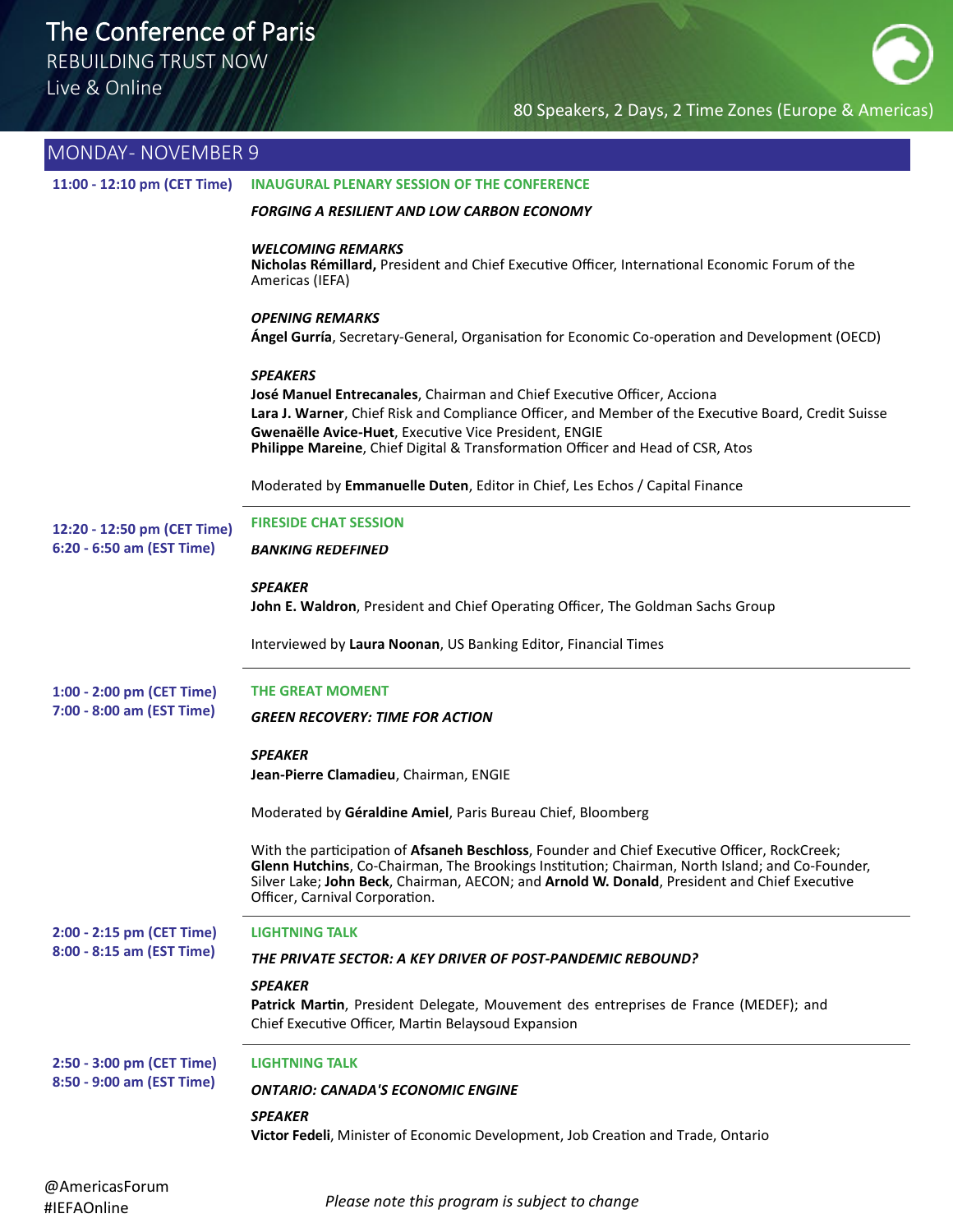# The Conference of Paris

REBUILDING TRUST NOW

Live & Online

80 Speakers, 2 Days, 2 Time Zones (Europe & Americas)

## MONDAY- NOVEMBER 9

**11:00 - 12:10 pm (CET Time)**

### INAUGURAL PLENARY SESSION OF THE CONFERENCE

***FORGING A RESILIENT AND LOW CARBON ECONOMY***

***WELCOMING REMARKS***

**Nicholas Rémillard,** President and Chief Executive Officer, International Economic Forum of the Americas (IEFA)

***OPENING REMARKS***

**Ángel Gurría**, Secretary-General, Organisation for Economic Co-operation and Development (OECD)

***SPEAKERS***

**José Manuel Entrecanales**, Chairman and Chief Executive Officer, Acciona
**Lara J. Warner**, Chief Risk and Compliance Officer, and Member of the Executive Board, Credit Suisse
**Gwenaëlle Avice-Huet**, Executive Vice President, ENGIE
**Philippe Mareine**, Chief Digital & Transformation Officer and Head of CSR, Atos

Moderated by **Emmanuelle Duten**, Editor in Chief, Les Echos / Capital Finance

---

**12:20 - 12:50 pm (CET Time)**
**6:20 - 6:50 am (EST Time)**

### FIRESIDE CHAT SESSION

***BANKING REDEFINED***

***SPEAKER***

**John E. Waldron**, President and Chief Operating Officer, The Goldman Sachs Group

Interviewed by **Laura Noonan**, US Banking Editor, Financial Times

---

**1:00 - 2:00 pm (CET Time)**
**7:00 - 8:00 am (EST Time)**

### THE GREAT MOMENT

***GREEN RECOVERY: TIME FOR ACTION***

***SPEAKER***

**Jean-Pierre Clamadieu**, Chairman, ENGIE

Moderated by **Géraldine Amiel**, Paris Bureau Chief, Bloomberg

With the participation of **Afsaneh Beschloss**, Founder and Chief Executive Officer, RockCreek; **Glenn Hutchins**, Co-Chairman, The Brookings Institution; Chairman, North Island; and Co-Founder, Silver Lake; **John Beck**, Chairman, AECON; and **Arnold W. Donald**, President and Chief Executive Officer, Carnival Corporation.

---

**2:00 - 2:15 pm (CET Time)**
**8:00 - 8:15 am (EST Time)**

### LIGHTNING TALK

***THE PRIVATE SECTOR: A KEY DRIVER OF POST-PANDEMIC REBOUND?***

***SPEAKER***

**Patrick Martin**, President Delegate, Mouvement des entreprises de France (MEDEF); and Chief Executive Officer, Martin Belaysoud Expansion

---

**2:50 - 3:00 pm (CET Time)**
**8:50 - 9:00 am (EST Time)**

### LIGHTNING TALK

***ONTARIO: CANADA'S ECONOMIC ENGINE***

***SPEAKER***

**Victor Fedeli**, Minister of Economic Development, Job Creation and Trade, Ontario

@AmericasForum
#IEFAOnline

*Please note this program is subject to change*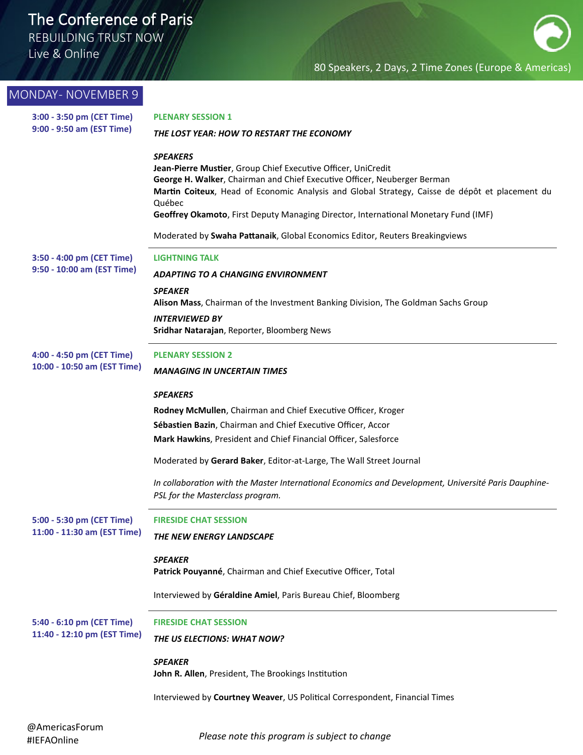# The Conference of Paris

REBUILDING TRUST NOW

Live & Online

80 Speakers, 2 Days, 2 Time Zones (Europe & Americas)

## MONDAY- NOVEMBER 9

**3:00 - 3:50 pm (CET Time)**
**9:00 - 9:50 am (EST Time)**

**PLENARY SESSION 1**

***THE LOST YEAR: HOW TO RESTART THE ECONOMY***

***SPEAKERS***

**Jean-Pierre Mustier**, Group Chief Executive Officer, UniCredit
**George H. Walker**, Chairman and Chief Executive Officer, Neuberger Berman
**Martin Coiteux**, Head of Economic Analysis and Global Strategy, Caisse de dépôt et placement du Québec
**Geoffrey Okamoto**, First Deputy Managing Director, International Monetary Fund (IMF)

Moderated by **Swaha Pattanaik**, Global Economics Editor, Reuters Breakingviews

---

**3:50 - 4:00 pm (CET Time)**
**9:50 - 10:00 am (EST Time)**

**LIGHTNING TALK**

***ADAPTING TO A CHANGING ENVIRONMENT***

***SPEAKER***

**Alison Mass**, Chairman of the Investment Banking Division, The Goldman Sachs Group

***INTERVIEWED BY***

**Sridhar Natarajan**, Reporter, Bloomberg News

---

**4:00 - 4:50 pm (CET Time)**
**10:00 - 10:50 am (EST Time)**

**PLENARY SESSION 2**

***MANAGING IN UNCERTAIN TIMES***

***SPEAKERS***

**Rodney McMullen**, Chairman and Chief Executive Officer, Kroger
**Sébastien Bazin**, Chairman and Chief Executive Officer, Accor
**Mark Hawkins**, President and Chief Financial Officer, Salesforce

Moderated by **Gerard Baker**, Editor-at-Large, The Wall Street Journal

*In collaboration with the Master International Economics and Development, Université Paris Dauphine-PSL for the Masterclass program.*

---

**5:00 - 5:30 pm (CET Time)**
**11:00 - 11:30 am (EST Time)**

**FIRESIDE CHAT SESSION**

***THE NEW ENERGY LANDSCAPE***

***SPEAKER***

**Patrick Pouyanné**, Chairman and Chief Executive Officer, Total

Interviewed by **Géraldine Amiel**, Paris Bureau Chief, Bloomberg

---

**5:40 - 6:10 pm (CET Time)**
**11:40 - 12:10 pm (EST Time)**

**FIRESIDE CHAT SESSION**

***THE US ELECTIONS: WHAT NOW?***

***SPEAKER***

**John R. Allen**, President, The Brookings Institution

Interviewed by **Courtney Weaver**, US Political Correspondent, Financial Times

@AmericasForum
#IEFAOnline

*Please note this program is subject to change*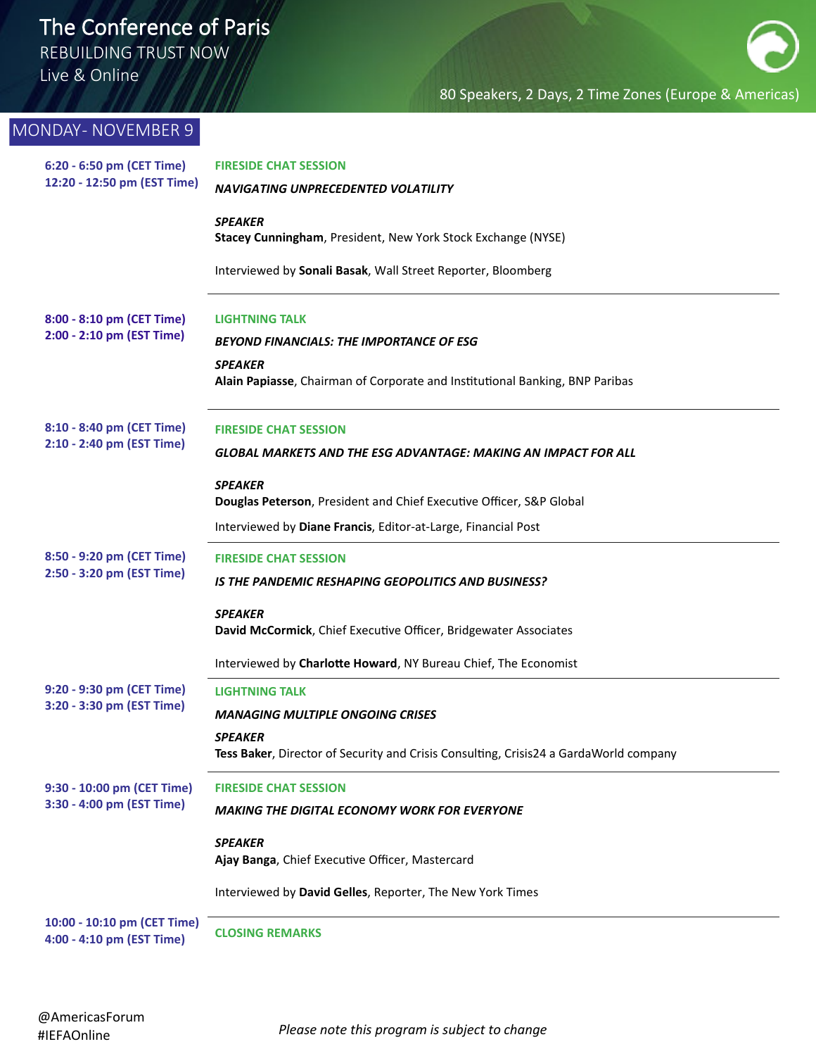# The Conference of Paris

REBUILDING TRUST NOW
Live & Online

80 Speakers, 2 Days, 2 Time Zones (Europe & Americas)

## MONDAY- NOVEMBER 9

**6:20 - 6:50 pm (CET Time)**
**12:20 - 12:50 pm (EST Time)**

**FIRESIDE CHAT SESSION**

***NAVIGATING UNPRECEDENTED VOLATILITY***

***SPEAKER***
**Stacey Cunningham**, President, New York Stock Exchange (NYSE)

Interviewed by **Sonali Basak**, Wall Street Reporter, Bloomberg

---

**8:00 - 8:10 pm (CET Time)**
**2:00 - 2:10 pm (EST Time)**

**LIGHTNING TALK**

***BEYOND FINANCIALS: THE IMPORTANCE OF ESG***

***SPEAKER***
**Alain Papiasse**, Chairman of Corporate and Institutional Banking, BNP Paribas

---

**8:10 - 8:40 pm (CET Time)**
**2:10 - 2:40 pm (EST Time)**

**FIRESIDE CHAT SESSION**

***GLOBAL MARKETS AND THE ESG ADVANTAGE: MAKING AN IMPACT FOR ALL***

***SPEAKER***
**Douglas Peterson**, President and Chief Executive Officer, S&P Global

Interviewed by **Diane Francis**, Editor-at-Large, Financial Post

---

**8:50 - 9:20 pm (CET Time)**
**2:50 - 3:20 pm (EST Time)**

**FIRESIDE CHAT SESSION**

***IS THE PANDEMIC RESHAPING GEOPOLITICS AND BUSINESS?***

***SPEAKER***
**David McCormick**, Chief Executive Officer, Bridgewater Associates

Interviewed by **Charlotte Howard**, NY Bureau Chief, The Economist

---

**9:20 - 9:30 pm (CET Time)**
**3:20 - 3:30 pm (EST Time)**

**LIGHTNING TALK**

***MANAGING MULTIPLE ONGOING CRISES***

***SPEAKER***
**Tess Baker**, Director of Security and Crisis Consulting, Crisis24 a GardaWorld company

---

**9:30 - 10:00 pm (CET Time)**
**3:30 - 4:00 pm (EST Time)**

**FIRESIDE CHAT SESSION**

***MAKING THE DIGITAL ECONOMY WORK FOR EVERYONE***

***SPEAKER***
**Ajay Banga**, Chief Executive Officer, Mastercard

Interviewed by **David Gelles**, Reporter, The New York Times

---

**10:00 - 10:10 pm (CET Time)**
**4:00 - 4:10 pm (EST Time)**

**CLOSING REMARKS**

@AmericasForum
#IEFAOnline

*Please note this program is subject to change*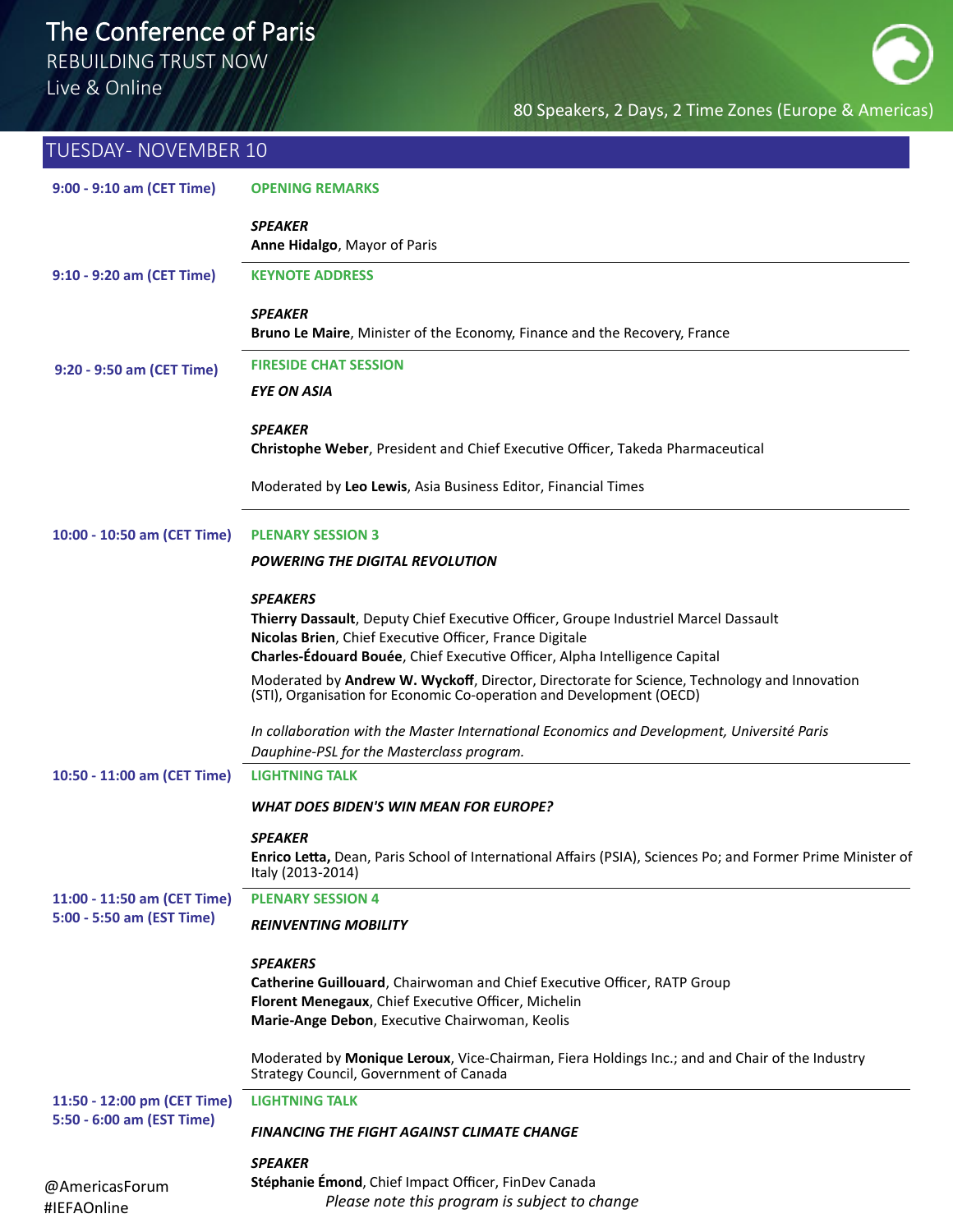# The Conference of Paris

REBUILDING TRUST NOW

Live & Online

80 Speakers, 2 Days, 2 Time Zones (Europe & Americas)

## TUESDAY- NOVEMBER 10

**9:00 - 9:10 am (CET Time)**

**OPENING REMARKS**

***SPEAKER***
**Anne Hidalgo**, Mayor of Paris

---

**9:10 - 9:20 am (CET Time)**

**KEYNOTE ADDRESS**

***SPEAKER***
**Bruno Le Maire**, Minister of the Economy, Finance and the Recovery, France

---

**9:20 - 9:50 am (CET Time)**

**FIRESIDE CHAT SESSION**

***EYE ON ASIA***

***SPEAKER***
**Christophe Weber**, President and Chief Executive Officer, Takeda Pharmaceutical

Moderated by **Leo Lewis**, Asia Business Editor, Financial Times

---

**10:00 - 10:50 am (CET Time)**

**PLENARY SESSION 3**

***POWERING THE DIGITAL REVOLUTION***

***SPEAKERS***
**Thierry Dassault**, Deputy Chief Executive Officer, Groupe Industriel Marcel Dassault
**Nicolas Brien**, Chief Executive Officer, France Digitale
**Charles-Édouard Bouée**, Chief Executive Officer, Alpha Intelligence Capital

Moderated by **Andrew W. Wyckoff**, Director, Directorate for Science, Technology and Innovation (STI), Organisation for Economic Co-operation and Development (OECD)

*In collaboration with the Master International Economics and Development, Université Paris Dauphine-PSL for the Masterclass program.*

---

**10:50 - 11:00 am (CET Time)**

**LIGHTNING TALK**

***WHAT DOES BIDEN'S WIN MEAN FOR EUROPE?***

***SPEAKER***
**Enrico Letta,** Dean, Paris School of International Affairs (PSIA), Sciences Po; and Former Prime Minister of Italy (2013-2014)

---

**11:00 - 11:50 am (CET Time)**
**5:00 - 5:50 am (EST Time)**

**PLENARY SESSION 4**

***REINVENTING MOBILITY***

***SPEAKERS***
**Catherine Guillouard**, Chairwoman and Chief Executive Officer, RATP Group
**Florent Menegaux**, Chief Executive Officer, Michelin
**Marie-Ange Debon**, Executive Chairwoman, Keolis

Moderated by **Monique Leroux**, Vice-Chairman, Fiera Holdings Inc.; and and Chair of the Industry Strategy Council, Government of Canada

---

**11:50 - 12:00 pm (CET Time)**
**5:50 - 6:00 am (EST Time)**

**LIGHTNING TALK**

***FINANCING THE FIGHT AGAINST CLIMATE CHANGE***

***SPEAKER***
**Stéphanie Émond**, Chief Impact Officer, FinDev Canada

@AmericasForum
#IEFAOnline

*Please note this program is subject to change*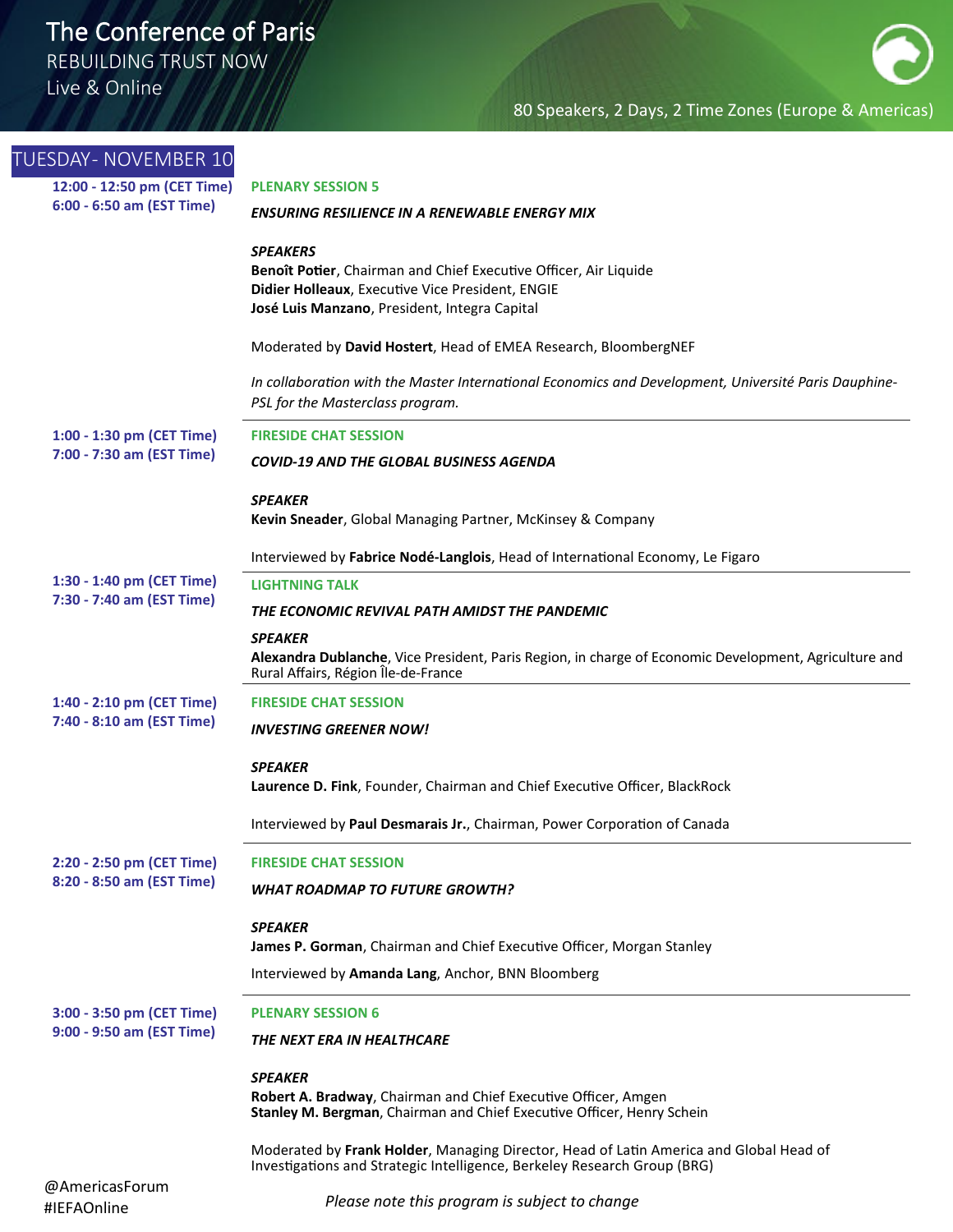# The Conference of Paris

REBUILDING TRUST NOW

Live & Online

80 Speakers, 2 Days, 2 Time Zones (Europe & Americas)

## TUESDAY- NOVEMBER 10

**12:00 - 12:50 pm (CET Time)**
**6:00 - 6:50 am (EST Time)**

**PLENARY SESSION 5**

***ENSURING RESILIENCE IN A RENEWABLE ENERGY MIX***

***SPEAKERS***

**Benoît Potier**, Chairman and Chief Executive Officer, Air Liquide
**Didier Holleaux**, Executive Vice President, ENGIE
**José Luis Manzano**, President, Integra Capital

Moderated by **David Hostert**, Head of EMEA Research, BloombergNEF

*In collaboration with the Master International Economics and Development, Université Paris Dauphine-PSL for the Masterclass program.*

---

**1:00 - 1:30 pm (CET Time)**
**7:00 - 7:30 am (EST Time)**

**FIRESIDE CHAT SESSION**

***COVID-19 AND THE GLOBAL BUSINESS AGENDA***

***SPEAKER***

**Kevin Sneader**, Global Managing Partner, McKinsey & Company

Interviewed by **Fabrice Nodé-Langlois**, Head of International Economy, Le Figaro

---

**1:30 - 1:40 pm (CET Time)**
**7:30 - 7:40 am (EST Time)**

**LIGHTNING TALK**

***THE ECONOMIC REVIVAL PATH AMIDST THE PANDEMIC***

***SPEAKER***

**Alexandra Dublanche**, Vice President, Paris Region, in charge of Economic Development, Agriculture and Rural Affairs, Région Île-de-France

---

**1:40 - 2:10 pm (CET Time)**
**7:40 - 8:10 am (EST Time)**

**FIRESIDE CHAT SESSION**

***INVESTING GREENER NOW!***

***SPEAKER***

**Laurence D. Fink**, Founder, Chairman and Chief Executive Officer, BlackRock

Interviewed by **Paul Desmarais Jr.**, Chairman, Power Corporation of Canada

---

**2:20 - 2:50 pm (CET Time)**
**8:20 - 8:50 am (EST Time)**

**FIRESIDE CHAT SESSION**

***WHAT ROADMAP TO FUTURE GROWTH?***

***SPEAKER***

**James P. Gorman**, Chairman and Chief Executive Officer, Morgan Stanley

Interviewed by **Amanda Lang**, Anchor, BNN Bloomberg

---

**3:00 - 3:50 pm (CET Time)**
**9:00 - 9:50 am (EST Time)**

**PLENARY SESSION 6**

***THE NEXT ERA IN HEALTHCARE***

***SPEAKER***

**Robert A. Bradway**, Chairman and Chief Executive Officer, Amgen
**Stanley M. Bergman**, Chairman and Chief Executive Officer, Henry Schein

Moderated by **Frank Holder**, Managing Director, Head of Latin America and Global Head of Investigations and Strategic Intelligence, Berkeley Research Group (BRG)

@AmericasForum
#IEFAOnline

*Please note this program is subject to change*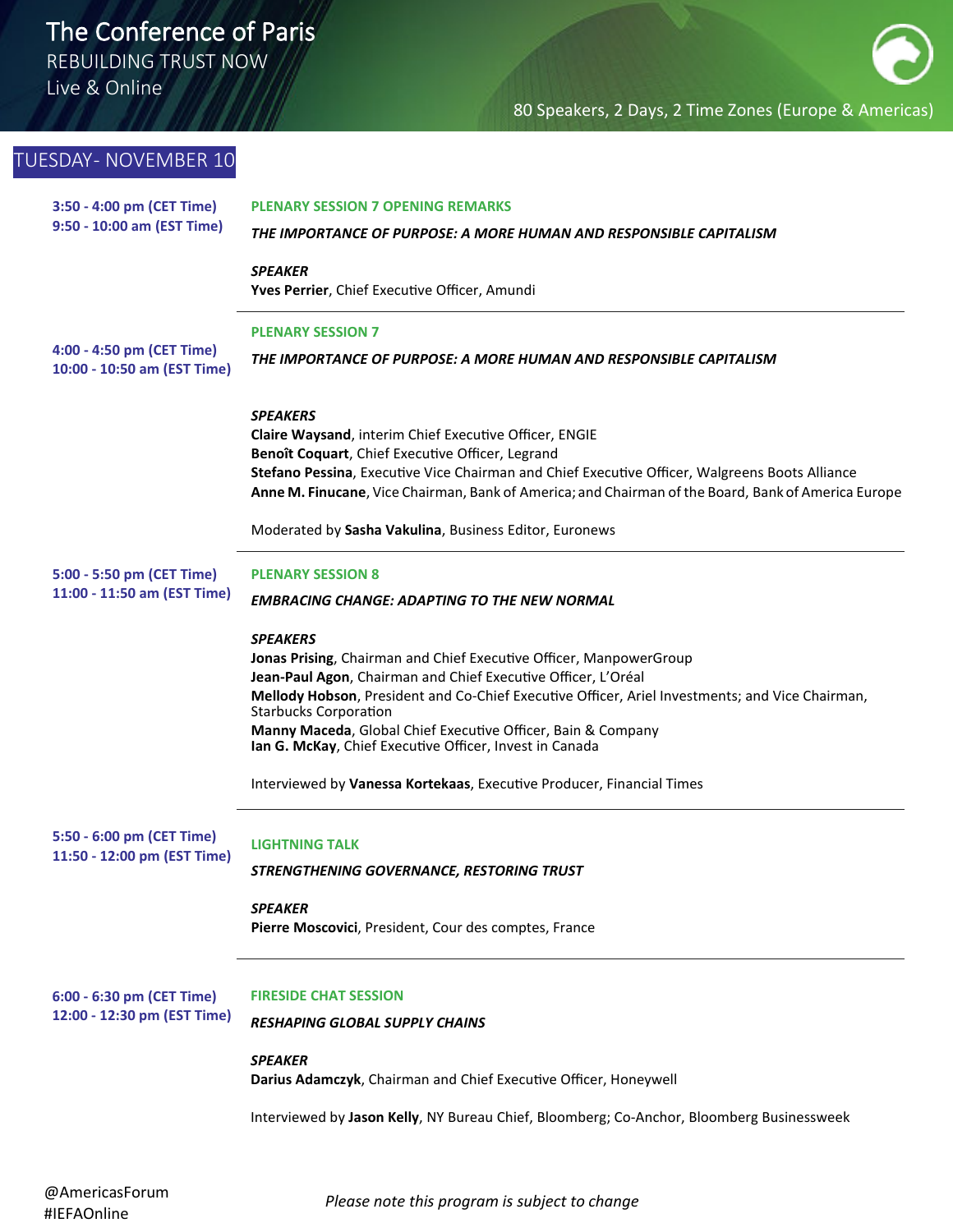# The Conference of Paris

REBUILDING TRUST NOW

Live & Online

80 Speakers, 2 Days, 2 Time Zones (Europe & Americas)

## TUESDAY- NOVEMBER 10

**3:50 - 4:00 pm (CET Time)**
**9:50 - 10:00 am (EST Time)**

### PLENARY SESSION 7 OPENING REMARKS

***THE IMPORTANCE OF PURPOSE: A MORE HUMAN AND RESPONSIBLE CAPITALISM***

***SPEAKER***
**Yves Perrier**, Chief Executive Officer, Amundi

---

**4:00 - 4:50 pm (CET Time)**
**10:00 - 10:50 am (EST Time)**

### PLENARY SESSION 7

***THE IMPORTANCE OF PURPOSE: A MORE HUMAN AND RESPONSIBLE CAPITALISM***

***SPEAKERS***
**Claire Waysand**, interim Chief Executive Officer, ENGIE
**Benoît Coquart**, Chief Executive Officer, Legrand
**Stefano Pessina**, Executive Vice Chairman and Chief Executive Officer, Walgreens Boots Alliance
**Anne M. Finucane**, Vice Chairman, Bank of America; and Chairman of the Board, Bank of America Europe

Moderated by **Sasha Vakulina**, Business Editor, Euronews

---

**5:00 - 5:50 pm (CET Time)**
**11:00 - 11:50 am (EST Time)**

### PLENARY SESSION 8

***EMBRACING CHANGE: ADAPTING TO THE NEW NORMAL***

***SPEAKERS***
**Jonas Prising**, Chairman and Chief Executive Officer, ManpowerGroup
**Jean-Paul Agon**, Chairman and Chief Executive Officer, L'Oréal
**Mellody Hobson**, President and Co-Chief Executive Officer, Ariel Investments; and Vice Chairman, Starbucks Corporation
**Manny Maceda**, Global Chief Executive Officer, Bain & Company
**Ian G. McKay**, Chief Executive Officer, Invest in Canada

Interviewed by **Vanessa Kortekaas**, Executive Producer, Financial Times

---

**5:50 - 6:00 pm (CET Time)**
**11:50 - 12:00 pm (EST Time)**

### LIGHTNING TALK

***STRENGTHENING GOVERNANCE, RESTORING TRUST***

***SPEAKER***
**Pierre Moscovici**, President, Cour des comptes, France

---

**6:00 - 6:30 pm (CET Time)**
**12:00 - 12:30 pm (EST Time)**

### FIRESIDE CHAT SESSION

***RESHAPING GLOBAL SUPPLY CHAINS***

***SPEAKER***
**Darius Adamczyk**, Chairman and Chief Executive Officer, Honeywell

Interviewed by **Jason Kelly**, NY Bureau Chief, Bloomberg; Co-Anchor, Bloomberg Businessweek

@AmericasForum
#IEFAOnline

*Please note this program is subject to change*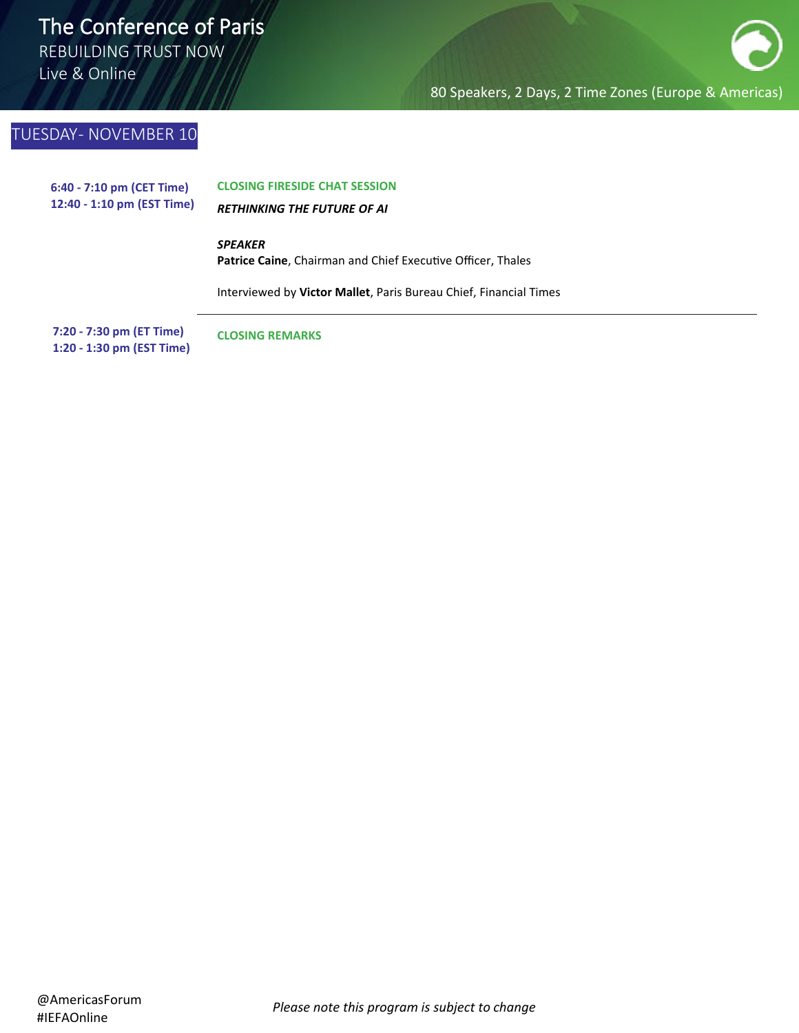## TUESDAY- NOVEMBER 10

**6:40 - 7:10 pm (CET Time)**
**12:40 - 1:10 pm (EST Time)**

**CLOSING FIRESIDE CHAT SESSION**

***RETHINKING THE FUTURE OF AI***

***SPEAKER***
**Patrice Caine**, Chairman and Chief Executive Officer, Thales

Interviewed by **Victor Mallet**, Paris Bureau Chief, Financial Times

---

**7:20 - 7:30 pm (ET Time)**
**1:20 - 1:30 pm (EST Time)**

**CLOSING REMARKS**

@AmericasForum
#IEFAOnline

*Please note this program is subject to change*